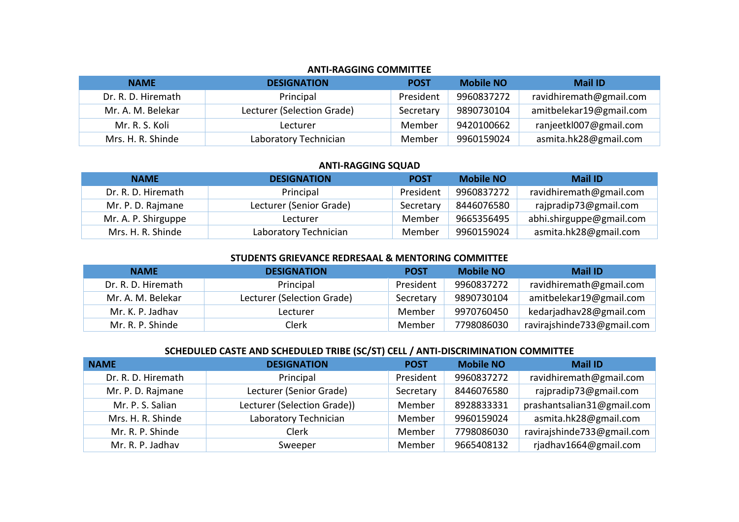### ANTI-RAGGING COMMITTEE

| NAME | DESIGNATION | POST | Mobile NO | Mail ID |
|---|---|---|---|---|
| Dr. R. D. Hiremath | Principal | President | 9960837272 | ravidhiremath@gmail.com |
| Mr. A. M. Belekar | Lecturer (Selection Grade) | Secretary | 9890730104 | amitbelekar19@gmail.com |
| Mr. R. S. Koli | Lecturer | Member | 9420100662 | ranjeetkl007@gmail.com |
| Mrs. H. R. Shinde | Laboratory Technician | Member | 9960159024 | asmita.hk28@gmail.com |

### ANTI-RAGGING SQUAD

| NAME | DESIGNATION | POST | Mobile NO | Mail ID |
|---|---|---|---|---|
| Dr. R. D. Hiremath | Principal | President | 9960837272 | ravidhiremath@gmail.com |
| Mr. P. D. Rajmane | Lecturer (Senior Grade) | Secretary | 8446076580 | rajpradip73@gmail.com |
| Mr. A. P. Shirguppe | Lecturer | Member | 9665356495 | abhi.shirguppe@gmail.com |
| Mrs. H. R. Shinde | Laboratory Technician | Member | 9960159024 | asmita.hk28@gmail.com |

### STUDENTS GRIEVANCE REDRESAAL & MENTORING COMMITTEE

| NAME | DESIGNATION | POST | Mobile NO | Mail ID |
|---|---|---|---|---|
| Dr. R. D. Hiremath | Principal | President | 9960837272 | ravidhiremath@gmail.com |
| Mr. A. M. Belekar | Lecturer (Selection Grade) | Secretary | 9890730104 | amitbelekar19@gmail.com |
| Mr. K. P. Jadhav | Lecturer | Member | 9970760450 | kedarjadhav28@gmail.com |
| Mr. R. P. Shinde | Clerk | Member | 7798086030 | ravirajshinde733@gmail.com |

### SCHEDULED CASTE AND SCHEDULED TRIBE (SC/ST) CELL / ANTI-DISCRIMINATION COMMITTEE

| NAME | DESIGNATION | POST | Mobile NO | Mail ID |
|---|---|---|---|---|
| Dr. R. D. Hiremath | Principal | President | 9960837272 | ravidhiremath@gmail.com |
| Mr. P. D. Rajmane | Lecturer (Senior Grade) | Secretary | 8446076580 | rajpradip73@gmail.com |
| Mr. P. S. Salian | Lecturer (Selection Grade)) | Member | 8928833331 | prashantsalian31@gmail.com |
| Mrs. H. R. Shinde | Laboratory Technician | Member | 9960159024 | asmita.hk28@gmail.com |
| Mr. R. P. Shinde | Clerk | Member | 7798086030 | ravirajshinde733@gmail.com |
| Mr. R. P. Jadhav | Sweeper | Member | 9665408132 | rjadhav1664@gmail.com |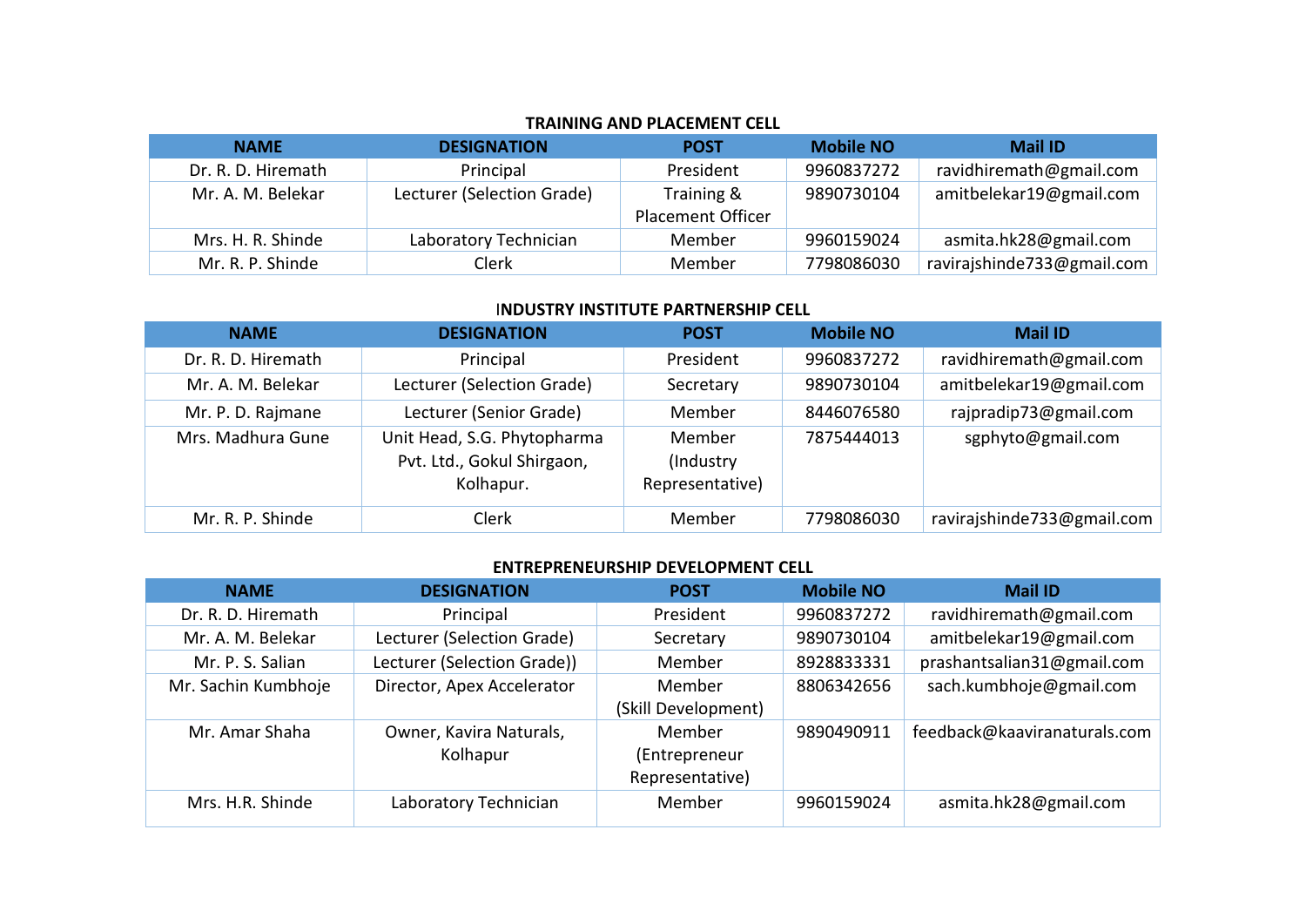## TRAINING AND PLACEMENT CELL

| NAME | DESIGNATION | POST | Mobile NO | Mail ID |
|---|---|---|---|---|
| Dr. R. D. Hiremath | Principal | President | 9960837272 | ravidhiremath@gmail.com |
| Mr. A. M. Belekar | Lecturer (Selection Grade) | Training & Placement Officer | 9890730104 | amitbelekar19@gmail.com |
| Mrs. H. R. Shinde | Laboratory Technician | Member | 9960159024 | asmita.hk28@gmail.com |
| Mr. R. P. Shinde | Clerk | Member | 7798086030 | ravirajshinde733@gmail.com |

## INDUSTRY INSTITUTE PARTNERSHIP CELL

| NAME | DESIGNATION | POST | Mobile NO | Mail ID |
|---|---|---|---|---|
| Dr. R. D. Hiremath | Principal | President | 9960837272 | ravidhiremath@gmail.com |
| Mr. A. M. Belekar | Lecturer (Selection Grade) | Secretary | 9890730104 | amitbelekar19@gmail.com |
| Mr. P. D. Rajmane | Lecturer (Senior Grade) | Member | 8446076580 | rajpradip73@gmail.com |
| Mrs. Madhura Gune | Unit Head, S.G. Phytopharma Pvt. Ltd., Gokul Shirgaon, Kolhapur. | Member (Industry Representative) | 7875444013 | sgphyto@gmail.com |
| Mr. R. P. Shinde | Clerk | Member | 7798086030 | ravirajshinde733@gmail.com |

## ENTREPRENEURSHIP DEVELOPMENT CELL

| NAME | DESIGNATION | POST | Mobile NO | Mail ID |
|---|---|---|---|---|
| Dr. R. D. Hiremath | Principal | President | 9960837272 | ravidhiremath@gmail.com |
| Mr. A. M. Belekar | Lecturer (Selection Grade) | Secretary | 9890730104 | amitbelekar19@gmail.com |
| Mr. P. S. Salian | Lecturer (Selection Grade)) | Member | 8928833331 | prashantsalian31@gmail.com |
| Mr. Sachin Kumbhoje | Director, Apex Accelerator | Member (Skill Development) | 8806342656 | sach.kumbhoje@gmail.com |
| Mr. Amar Shaha | Owner, Kavira Naturals, Kolhapur | Member (Entrepreneur Representative) | 9890490911 | feedback@kaaviranaturals.com |
| Mrs. H.R. Shinde | Laboratory Technician | Member | 9960159024 | asmita.hk28@gmail.com |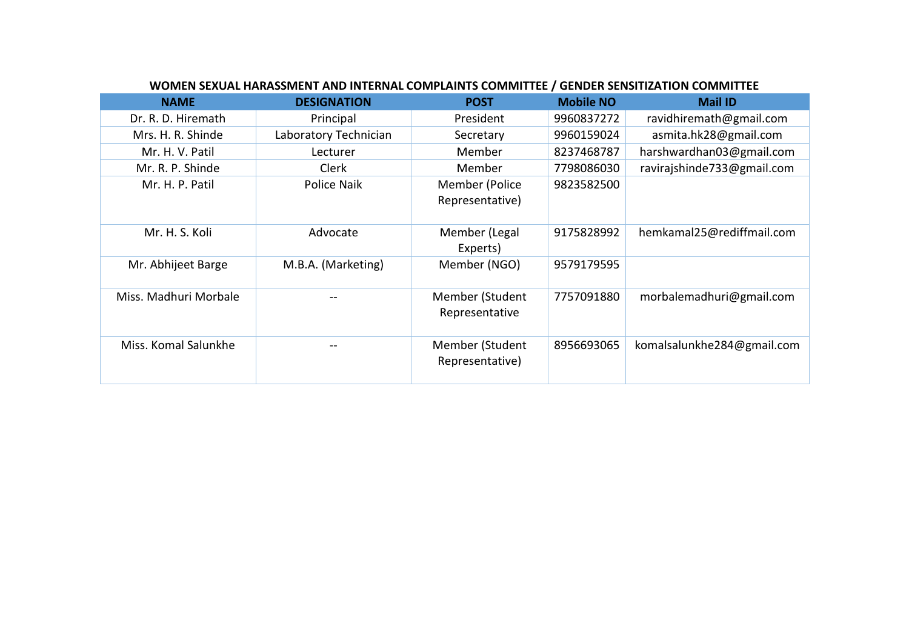**WOMEN SEXUAL HARASSMENT AND INTERNAL COMPLAINTS COMMITTEE / GENDER SENSITIZATION COMMITTEE**

| NAME | DESIGNATION | POST | Mobile NO | Mail ID |
|---|---|---|---|---|
| Dr. R. D. Hiremath | Principal | President | 9960837272 | ravidhiremath@gmail.com |
| Mrs. H. R. Shinde | Laboratory Technician | Secretary | 9960159024 | asmita.hk28@gmail.com |
| Mr. H. V. Patil | Lecturer | Member | 8237468787 | harshwardhan03@gmail.com |
| Mr. R. P. Shinde | Clerk | Member | 7798086030 | ravirajshinde733@gmail.com |
| Mr. H. P. Patil | Police Naik | Member (Police Representative) | 9823582500 | |
| Mr. H. S. Koli | Advocate | Member (Legal Experts) | 9175828992 | hemkamal25@rediffmail.com |
| Mr. Abhijeet Barge | M.B.A. (Marketing) | Member (NGO) | 9579179595 | |
| Miss. Madhuri Morbale | -- | Member (Student Representative | 7757091880 | morbalemadhuri@gmail.com |
| Miss. Komal Salunkhe | -- | Member (Student Representative) | 8956693065 | komalsalunkhe284@gmail.com |